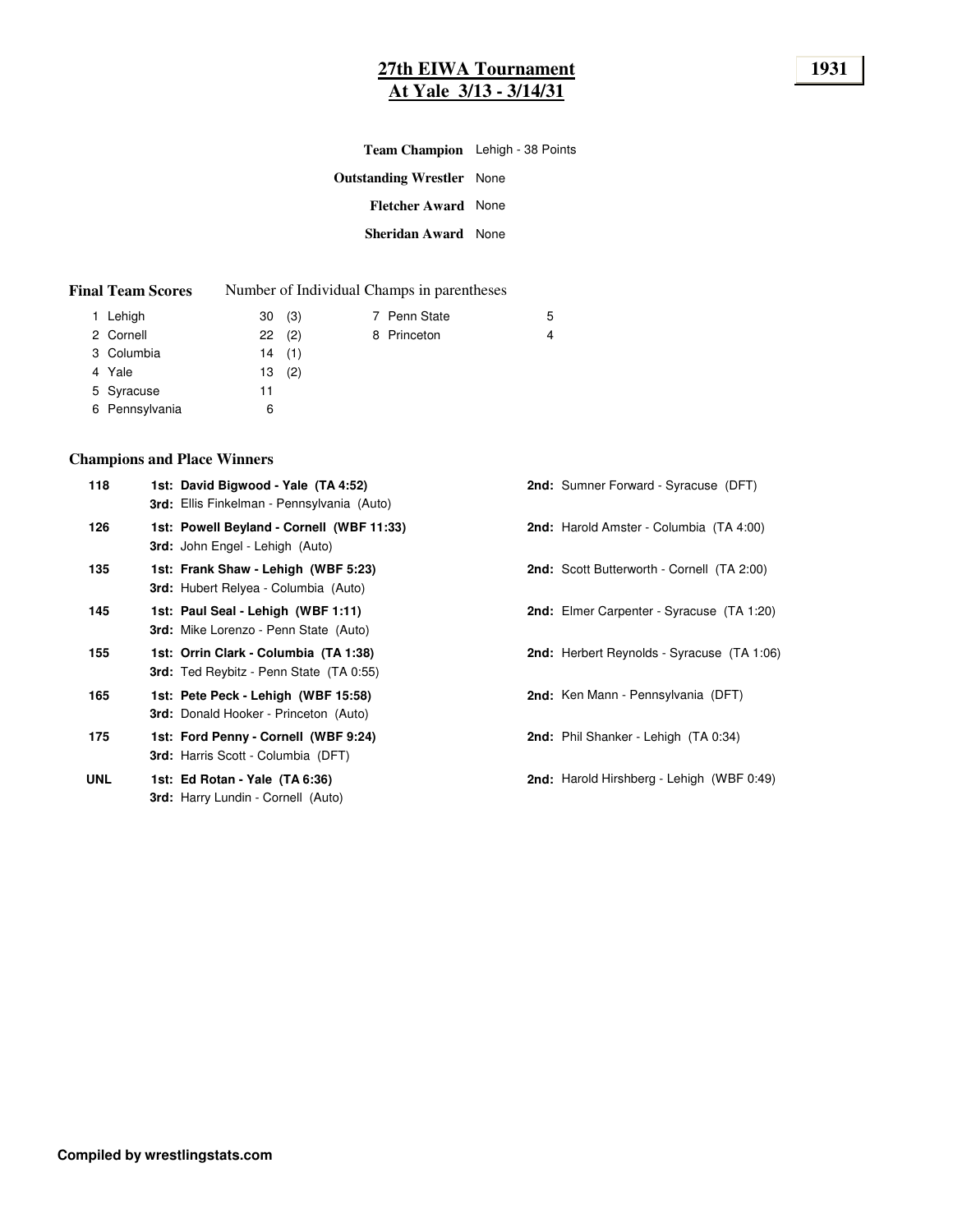# 27th EIWA Tournament
## At Yale 3/13 - 3/14/31

1931

**Team Champion** Lehigh - 38 Points

**Outstanding Wrestler** None

**Fletcher Award** None

**Sheridan Award** None

**Final Team Scores** Number of Individual Champs in parentheses

| Place | Team | Points | Champs |
|---|---|---|---|
| 1 | Lehigh | 30 | (3) |
| 2 | Cornell | 22 | (2) |
| 3 | Columbia | 14 | (1) |
| 4 | Yale | 13 | (2) |
| 5 | Syracuse | 11 | |
| 6 | Pennsylvania | 6 | |
| 7 | Penn State | 5 | |
| 8 | Princeton | 4 | |

### Champions and Place Winners

| Weight | 1st / 3rd | 2nd |
|---|---|---|
| 118 | **1st: David Bigwood - Yale (TA 4:52)**<br>**3rd:** Ellis Finkelman - Pennsylvania (Auto) | **2nd:** Sumner Forward - Syracuse (DFT) |
| 126 | **1st: Powell Beyland - Cornell (WBF 11:33)**<br>**3rd:** John Engel - Lehigh (Auto) | **2nd:** Harold Amster - Columbia (TA 4:00) |
| 135 | **1st: Frank Shaw - Lehigh (WBF 5:23)**<br>**3rd:** Hubert Relyea - Columbia (Auto) | **2nd:** Scott Butterworth - Cornell (TA 2:00) |
| 145 | **1st: Paul Seal - Lehigh (WBF 1:11)**<br>**3rd:** Mike Lorenzo - Penn State (Auto) | **2nd:** Elmer Carpenter - Syracuse (TA 1:20) |
| 155 | **1st: Orrin Clark - Columbia (TA 1:38)**<br>**3rd:** Ted Reybitz - Penn State (TA 0:55) | **2nd:** Herbert Reynolds - Syracuse (TA 1:06) |
| 165 | **1st: Pete Peck - Lehigh (WBF 15:58)**<br>**3rd:** Donald Hooker - Princeton (Auto) | **2nd:** Ken Mann - Pennsylvania (DFT) |
| 175 | **1st: Ford Penny - Cornell (WBF 9:24)**<br>**3rd:** Harris Scott - Columbia (DFT) | **2nd:** Phil Shanker - Lehigh (TA 0:34) |
| UNL | **1st: Ed Rotan - Yale (TA 6:36)**<br>**3rd:** Harry Lundin - Cornell (Auto) | **2nd:** Harold Hirshberg - Lehigh (WBF 0:49) |

**Compiled by wrestlingstats.com**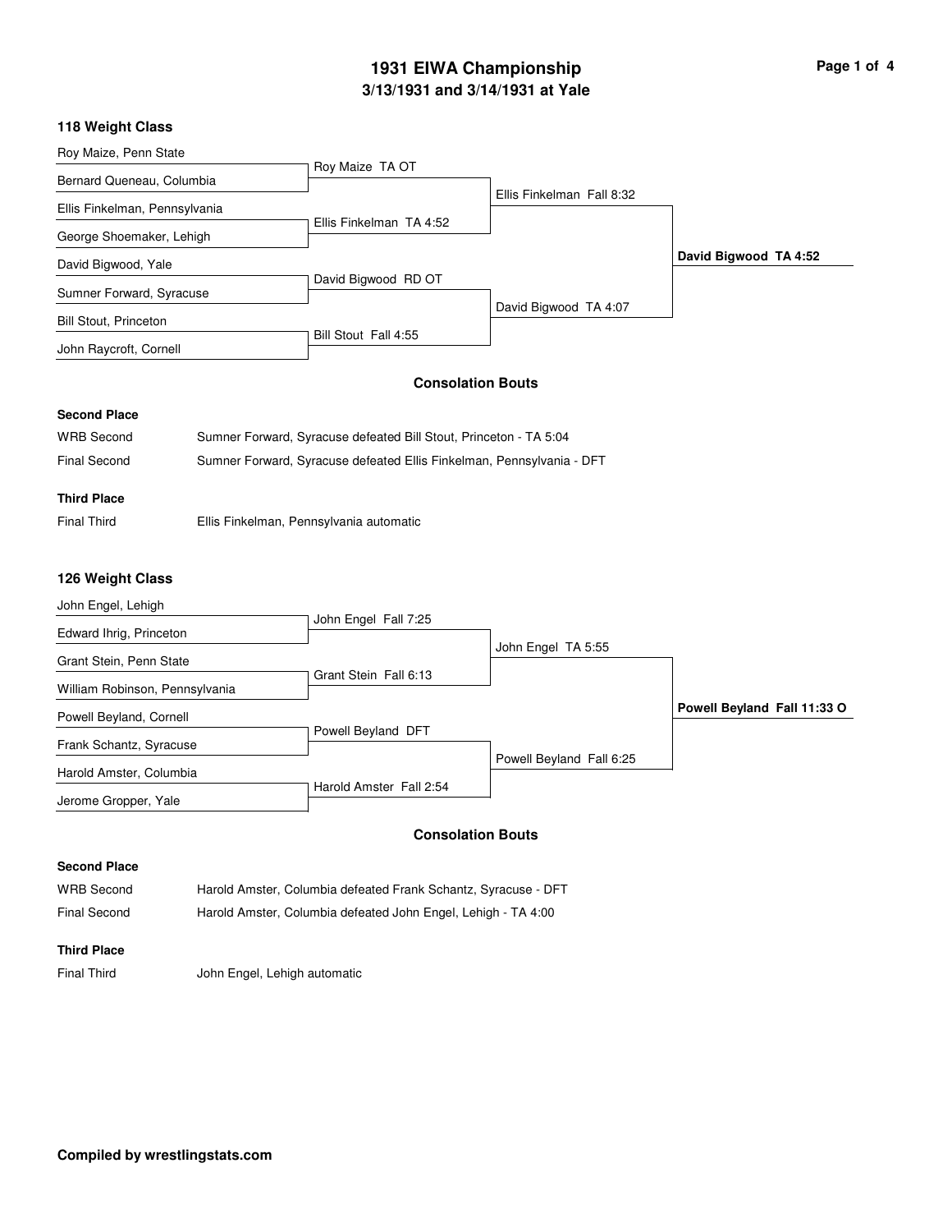# 1931 EIWA Championship
## 3/13/1931 and 3/14/1931 at Yale

### 118 Weight Class

**First Round**
- Roy Maize, Penn State vs. Bernard Queneau, Columbia — Roy Maize TA OT
- Ellis Finkelman, Pennsylvania vs. George Shoemaker, Lehigh — Ellis Finkelman TA 4:52
- David Bigwood, Yale vs. Sumner Forward, Syracuse — David Bigwood RD OT
- Bill Stout, Princeton vs. John Raycroft, Cornell — Bill Stout Fall 4:55

**Semifinals**
- Ellis Finkelman Fall 8:32
- David Bigwood TA 4:07

**Final**
- **David Bigwood TA 4:52**

#### Consolation Bouts

**Second Place**

| | |
|---|---|
| WRB Second | Sumner Forward, Syracuse defeated Bill Stout, Princeton - TA 5:04 |
| Final Second | Sumner Forward, Syracuse defeated Ellis Finkelman, Pennsylvania - DFT |

**Third Place**

| | |
|---|---|
| Final Third | Ellis Finkelman, Pennsylvania automatic |

### 126 Weight Class

**First Round**
- John Engel, Lehigh vs. Edward Ihrig, Princeton — John Engel Fall 7:25
- Grant Stein, Penn State vs. William Robinson, Pennsylvania — Grant Stein Fall 6:13
- Powell Beyland, Cornell vs. Frank Schantz, Syracuse — Powell Beyland DFT
- Harold Amster, Columbia vs. Jerome Gropper, Yale — Harold Amster Fall 2:54

**Semifinals**
- John Engel TA 5:55
- Powell Beyland Fall 6:25

**Final**
- **Powell Beyland Fall 11:33 O**

#### Consolation Bouts

**Second Place**

| | |
|---|---|
| WRB Second | Harold Amster, Columbia defeated Frank Schantz, Syracuse - DFT |
| Final Second | Harold Amster, Columbia defeated John Engel, Lehigh - TA 4:00 |

**Third Place**

| | |
|---|---|
| Final Third | John Engel, Lehigh automatic |

**Compiled by wrestlingstats.com**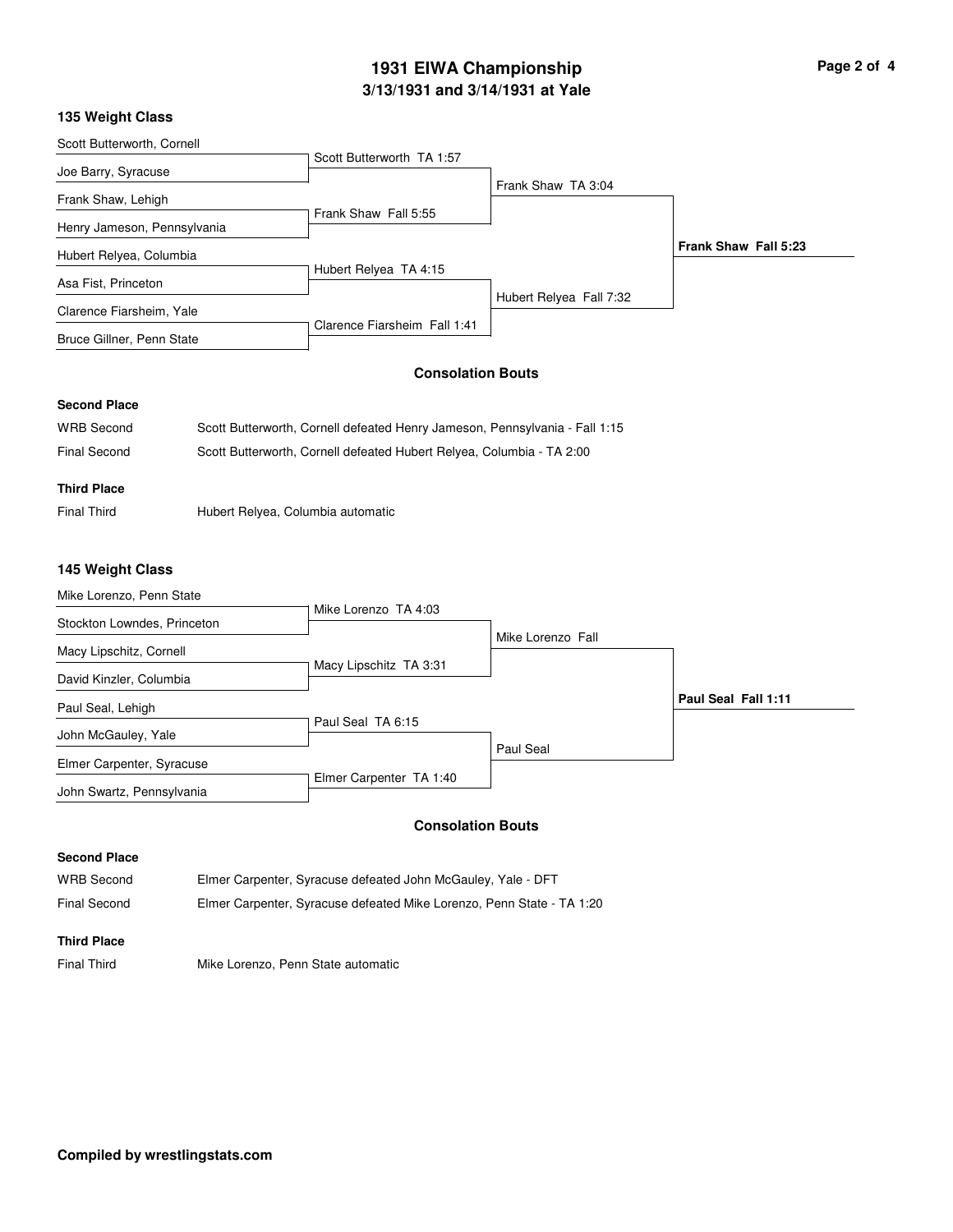# 1931 EIWA Championship

## 3/13/1931 and 3/14/1931 at Yale

### 135 Weight Class

**First Round**

- Scott Butterworth, Cornell vs. Joe Barry, Syracuse — Scott Butterworth TA 1:57
- Frank Shaw, Lehigh vs. Henry Jameson, Pennsylvania — Frank Shaw Fall 5:55
- Hubert Relyea, Columbia vs. Asa Fist, Princeton — Hubert Relyea TA 4:15
- Clarence Fiarsheim, Yale vs. Bruce Gillner, Penn State — Clarence Fiarsheim Fall 1:41

**Semifinals**

- Frank Shaw TA 3:04
- Hubert Relyea Fall 7:32

**Final**

- **Frank Shaw Fall 5:23**

#### Consolation Bouts

**Second Place**

| | |
|---|---|
| WRB Second | Scott Butterworth, Cornell defeated Henry Jameson, Pennsylvania - Fall 1:15 |
| Final Second | Scott Butterworth, Cornell defeated Hubert Relyea, Columbia - TA 2:00 |

**Third Place**

| | |
|---|---|
| Final Third | Hubert Relyea, Columbia automatic |

### 145 Weight Class

**First Round**

- Mike Lorenzo, Penn State vs. Stockton Lowndes, Princeton — Mike Lorenzo TA 4:03
- Macy Lipschitz, Cornell vs. David Kinzler, Columbia — Macy Lipschitz TA 3:31
- Paul Seal, Lehigh vs. John McGauley, Yale — Paul Seal TA 6:15
- Elmer Carpenter, Syracuse vs. John Swartz, Pennsylvania — Elmer Carpenter TA 1:40

**Semifinals**

- Mike Lorenzo Fall
- Paul Seal

**Final**

- **Paul Seal Fall 1:11**

#### Consolation Bouts

**Second Place**

| | |
|---|---|
| WRB Second | Elmer Carpenter, Syracuse defeated John McGauley, Yale - DFT |
| Final Second | Elmer Carpenter, Syracuse defeated Mike Lorenzo, Penn State - TA 1:20 |

**Third Place**

| | |
|---|---|
| Final Third | Mike Lorenzo, Penn State automatic |

**Compiled by wrestlingstats.com**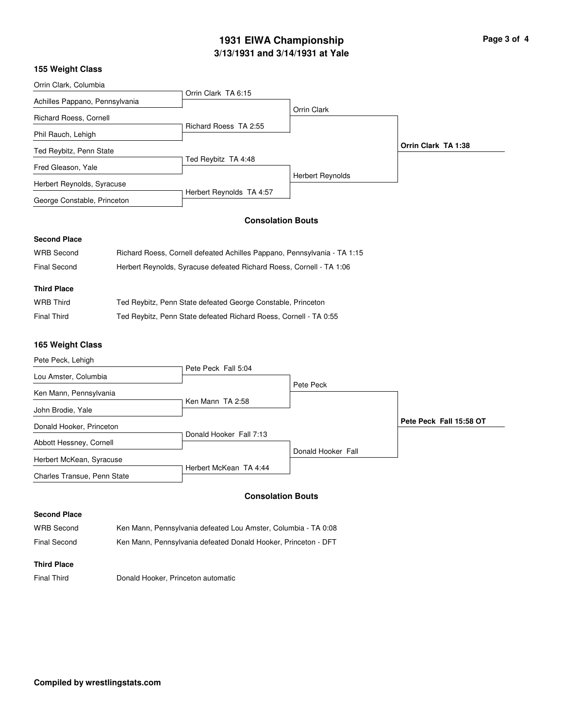# 1931 EIWA Championship
## 3/13/1931 and 3/14/1931 at Yale

### 155 Weight Class

| First Round | Semifinals | Finals | Champion |
|---|---|---|---|
| Orrin Clark, Columbia | | | |
| Achilles Pappano, Pennsylvania | Orrin Clark TA 6:15 | | |
| Richard Roess, Cornell | | Orrin Clark | |
| Phil Rauch, Lehigh | Richard Roess TA 2:55 | | |
| Ted Reybitz, Penn State | | | Orrin Clark TA 1:38 |
| Fred Gleason, Yale | Ted Reybitz TA 4:48 | | |
| Herbert Reynolds, Syracuse | | Herbert Reynolds | |
| George Constable, Princeton | Herbert Reynolds TA 4:57 | | |

#### Consolation Bouts

**Second Place**

| | |
|---|---|
| WRB Second | Richard Roess, Cornell defeated Achilles Pappano, Pennsylvania - TA 1:15 |
| Final Second | Herbert Reynolds, Syracuse defeated Richard Roess, Cornell - TA 1:06 |

**Third Place**

| | |
|---|---|
| WRB Third | Ted Reybitz, Penn State defeated George Constable, Princeton |
| Final Third | Ted Reybitz, Penn State defeated Richard Roess, Cornell - TA 0:55 |

### 165 Weight Class

| First Round | Semifinals | Finals | Champion |
|---|---|---|---|
| Pete Peck, Lehigh | | | |
| Lou Amster, Columbia | Pete Peck Fall 5:04 | | |
| Ken Mann, Pennsylvania | | Pete Peck | |
| John Brodie, Yale | Ken Mann TA 2:58 | | |
| Donald Hooker, Princeton | | | Pete Peck Fall 15:58 OT |
| Abbott Hessney, Cornell | Donald Hooker Fall 7:13 | | |
| Herbert McKean, Syracuse | | Donald Hooker Fall | |
| Charles Transue, Penn State | Herbert McKean TA 4:44 | | |

#### Consolation Bouts

**Second Place**

| | |
|---|---|
| WRB Second | Ken Mann, Pennsylvania defeated Lou Amster, Columbia - TA 0:08 |
| Final Second | Ken Mann, Pennsylvania defeated Donald Hooker, Princeton - DFT |

**Third Place**

| | |
|---|---|
| Final Third | Donald Hooker, Princeton automatic |

**Compiled by wrestlingstats.com**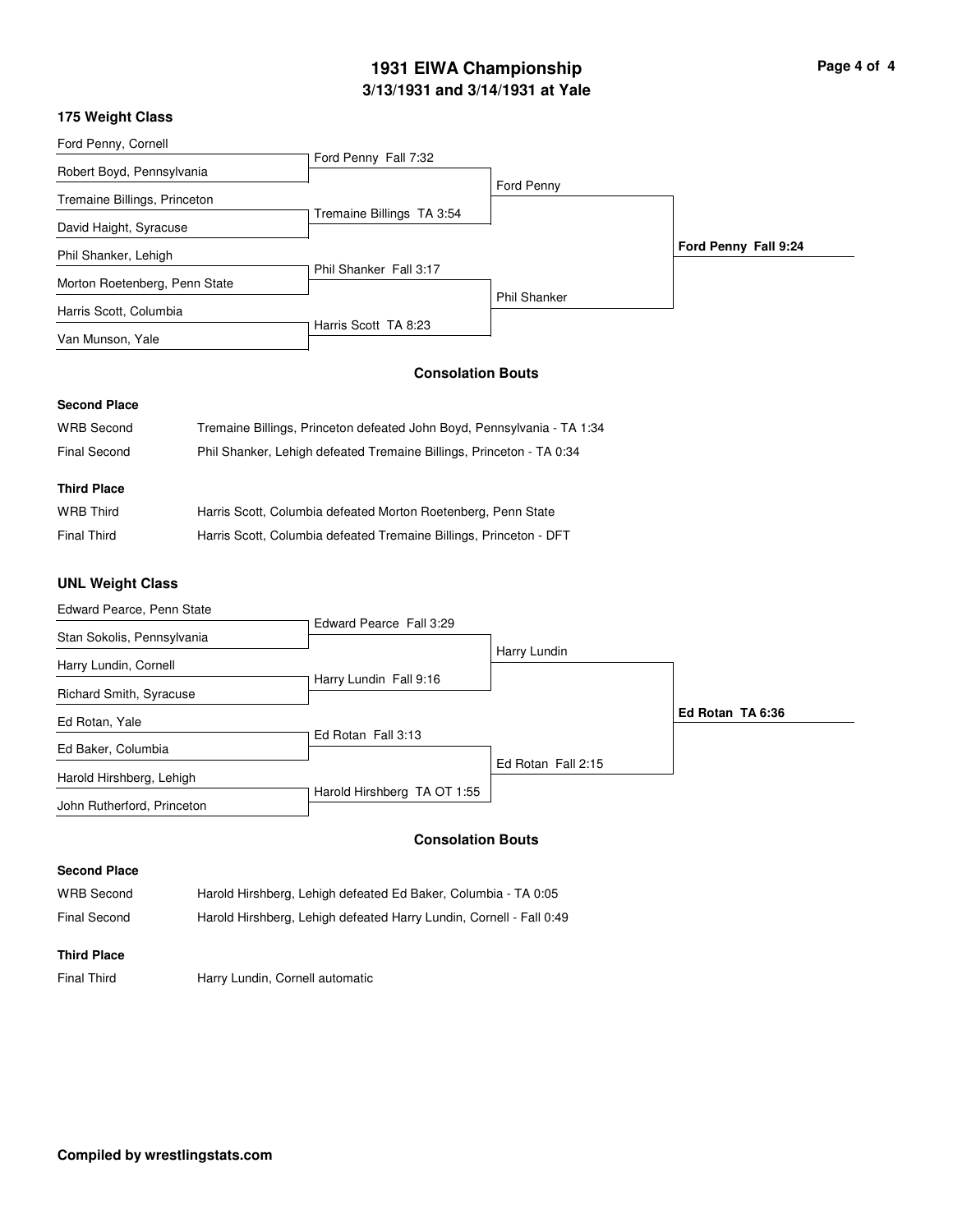# 1931 EIWA Championship
## 3/13/1931 and 3/14/1931 at Yale

### 175 Weight Class

**First Round**

- Ford Penny, Cornell vs. Robert Boyd, Pennsylvania — Ford Penny Fall 7:32
- Tremaine Billings, Princeton vs. David Haight, Syracuse — Tremaine Billings TA 3:54
- Phil Shanker, Lehigh vs. Morton Roetenberg, Penn State — Phil Shanker Fall 3:17
- Harris Scott, Columbia vs. Van Munson, Yale — Harris Scott TA 8:23

**Semifinals**

- Ford Penny
- Phil Shanker

**Final**

- **Ford Penny Fall 9:24**

#### Consolation Bouts

**Second Place**

| | |
|---|---|
| WRB Second | Tremaine Billings, Princeton defeated John Boyd, Pennsylvania - TA 1:34 |
| Final Second | Phil Shanker, Lehigh defeated Tremaine Billings, Princeton - TA 0:34 |

**Third Place**

| | |
|---|---|
| WRB Third | Harris Scott, Columbia defeated Morton Roetenberg, Penn State |
| Final Third | Harris Scott, Columbia defeated Tremaine Billings, Princeton - DFT |

### UNL Weight Class

**First Round**

- Edward Pearce, Penn State vs. Stan Sokolis, Pennsylvania — Edward Pearce Fall 3:29
- Harry Lundin, Cornell vs. Richard Smith, Syracuse — Harry Lundin Fall 9:16
- Ed Rotan, Yale vs. Ed Baker, Columbia — Ed Rotan Fall 3:13
- Harold Hirshberg, Lehigh vs. John Rutherford, Princeton — Harold Hirshberg TA OT 1:55

**Semifinals**

- Harry Lundin
- Ed Rotan Fall 2:15

**Final**

- **Ed Rotan TA 6:36**

#### Consolation Bouts

**Second Place**

| | |
|---|---|
| WRB Second | Harold Hirshberg, Lehigh defeated Ed Baker, Columbia - TA 0:05 |
| Final Second | Harold Hirshberg, Lehigh defeated Harry Lundin, Cornell - Fall 0:49 |

**Third Place**

| | |
|---|---|
| Final Third | Harry Lundin, Cornell automatic |

**Compiled by wrestlingstats.com**